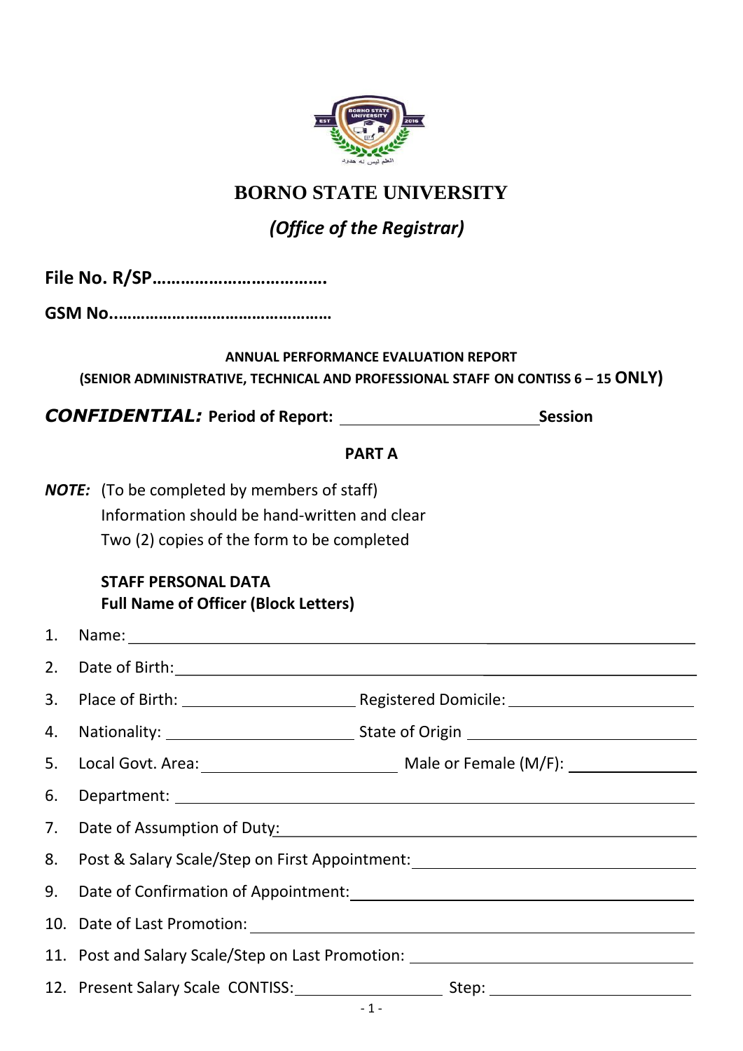# BORNO STATE UNIVERSITY

## *(Office of the Registrar)*

**File No. R/SP……………………………….**

**GSM No.…………………………………………**

**ANNUAL PERFORMANCE EVALUATION REPORT**
**(SENIOR ADMINISTRATIVE, TECHNICAL AND PROFESSIONAL STAFF ON CONTISS 6 – 15 ONLY)**

***CONFIDENTIAL:*** **Period of Report: ______________________ Session**

**PART A**

***NOTE:*** (To be completed by members of staff)
Information should be hand-written and clear
Two (2) copies of the form to be completed

**STAFF PERSONAL DATA**
**Full Name of Officer (Block Letters)**

1. Name: ________________________________________________
2. Date of Birth: ___________________________________________
3. Place of Birth: ____________________ Registered Domicile: ____________________
4. Nationality: ____________________ State of Origin ____________________
5. Local Govt. Area: ____________________ Male or Female (M/F): ____________
6. Department: ____________________________________________
7. Date of Assumption of Duty: ________________________________
8. Post & Salary Scale/Step on First Appointment: ____________________
9. Date of Confirmation of Appointment: __________________________
10. Date of Last Promotion: ____________________________________
11. Post and Salary Scale/Step on Last Promotion: ____________________
12. Present Salary Scale CONTISS: ________________ Step: ________________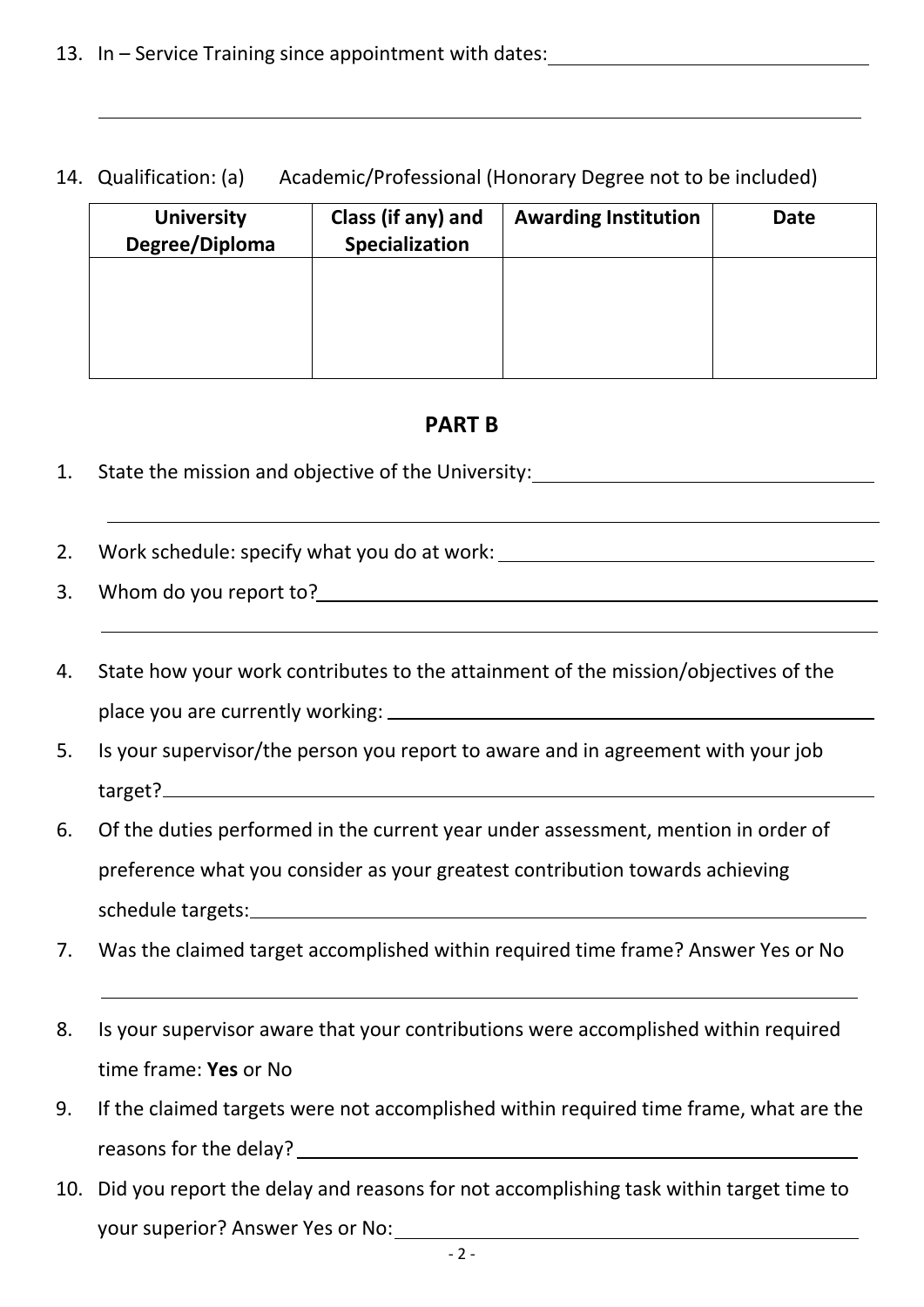13. In – Service Training since appointment with dates: \_\_\_\_\_\_\_\_\_\_\_\_\_\_\_\_\_\_\_\_\_\_\_\_\_\_\_\_\_\_

\_\_\_\_\_\_\_\_\_\_\_\_\_\_\_\_\_\_\_\_\_\_\_\_\_\_\_\_\_\_\_\_\_\_\_\_\_\_\_\_\_\_\_\_\_\_\_\_\_\_\_\_\_\_\_\_\_\_\_\_\_\_\_\_\_\_\_\_\_\_

14. Qualification: (a) Academic/Professional (Honorary Degree not to be included)

| University Degree/Diploma | Class (if any) and Specialization | Awarding Institution | Date |
|---|---|---|---|
| | | | |

## PART B

1. State the mission and objective of the University: \_\_\_\_\_\_\_\_\_\_\_\_\_\_\_\_\_\_\_\_\_\_\_\_\_\_\_\_\_\_

   \_\_\_\_\_\_\_\_\_\_\_\_\_\_\_\_\_\_\_\_\_\_\_\_\_\_\_\_\_\_\_\_\_\_\_\_\_\_\_\_\_\_\_\_\_\_\_\_\_\_\_\_\_\_\_\_\_\_\_\_\_\_\_\_\_\_\_\_\_\_

2. Work schedule: specify what you do at work: \_\_\_\_\_\_\_\_\_\_\_\_\_\_\_\_\_\_\_\_\_\_\_\_\_\_\_\_\_\_\_\_\_\_
3. Whom do you report to? \_\_\_\_\_\_\_\_\_\_\_\_\_\_\_\_\_\_\_\_\_\_\_\_\_\_\_\_\_\_\_\_\_\_\_\_\_\_\_\_\_\_\_\_\_\_\_\_

   \_\_\_\_\_\_\_\_\_\_\_\_\_\_\_\_\_\_\_\_\_\_\_\_\_\_\_\_\_\_\_\_\_\_\_\_\_\_\_\_\_\_\_\_\_\_\_\_\_\_\_\_\_\_\_\_\_\_\_\_\_\_\_\_\_\_\_\_\_\_

4. State how your work contributes to the attainment of the mission/objectives of the place you are currently working: \_\_\_\_\_\_\_\_\_\_\_\_\_\_\_\_\_\_\_\_\_\_\_\_\_\_\_\_\_\_\_\_\_\_\_\_\_\_\_\_\_\_\_\_
5. Is your supervisor/the person you report to aware and in agreement with your job target? \_\_\_\_\_\_\_\_\_\_\_\_\_\_\_\_\_\_\_\_\_\_\_\_\_\_\_\_\_\_\_\_\_\_\_\_\_\_\_\_\_\_\_\_\_\_\_\_\_\_\_\_\_\_\_\_\_\_\_\_\_\_\_
6. Of the duties performed in the current year under assessment, mention in order of preference what you consider as your greatest contribution towards achieving schedule targets: \_\_\_\_\_\_\_\_\_\_\_\_\_\_\_\_\_\_\_\_\_\_\_\_\_\_\_\_\_\_\_\_\_\_\_\_\_\_\_\_\_\_\_\_\_\_\_\_\_\_\_\_\_\_
7. Was the claimed target accomplished within required time frame? Answer Yes or No

   \_\_\_\_\_\_\_\_\_\_\_\_\_\_\_\_\_\_\_\_\_\_\_\_\_\_\_\_\_\_\_\_\_\_\_\_\_\_\_\_\_\_\_\_\_\_\_\_\_\_\_\_\_\_\_\_\_\_\_\_\_\_\_\_\_\_\_\_\_\_

8. Is your supervisor aware that your contributions were accomplished within required time frame: **Yes** or No
9. If the claimed targets were not accomplished within required time frame, what are the reasons for the delay? \_\_\_\_\_\_\_\_\_\_\_\_\_\_\_\_\_\_\_\_\_\_\_\_\_\_\_\_\_\_\_\_\_\_\_\_\_\_\_\_\_\_\_\_\_\_\_\_\_\_\_\_\_
10. Did you report the delay and reasons for not accomplishing task within target time to your superior? Answer Yes or No: \_\_\_\_\_\_\_\_\_\_\_\_\_\_\_\_\_\_\_\_\_\_\_\_\_\_\_\_\_\_\_\_\_\_\_\_\_\_\_\_\_\_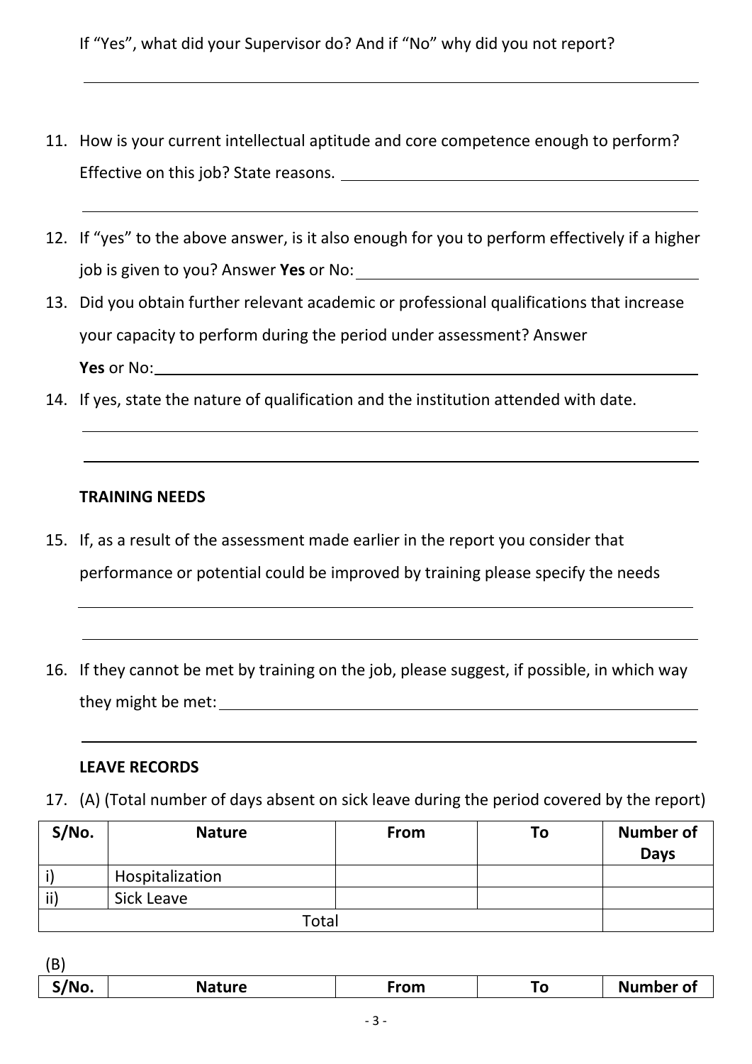If "Yes", what did your Supervisor do? And if "No" why did you not report?

\_\_\_\_\_\_\_\_\_\_\_\_\_\_\_\_\_\_\_\_\_\_\_\_\_\_\_\_\_\_\_\_\_\_\_\_\_\_\_\_\_\_\_\_\_\_\_\_\_\_\_\_\_\_\_\_\_\_\_\_\_\_\_\_\_\_\_\_

11. How is your current intellectual aptitude and core competence enough to perform? Effective on this job? State reasons. \_\_\_\_\_\_\_\_\_\_\_\_\_\_\_\_\_\_\_\_\_\_\_\_\_\_\_\_\_\_\_\_\_\_\_\_\_\_\_\_

    \_\_\_\_\_\_\_\_\_\_\_\_\_\_\_\_\_\_\_\_\_\_\_\_\_\_\_\_\_\_\_\_\_\_\_\_\_\_\_\_\_\_\_\_\_\_\_\_\_\_\_\_\_\_\_\_\_\_\_\_\_\_\_\_\_\_\_\_

12. If "yes" to the above answer, is it also enough for you to perform effectively if a higher job is given to you? Answer **Yes** or No: \_\_\_\_\_\_\_\_\_\_\_\_\_\_\_\_\_\_\_\_\_\_\_\_\_\_\_\_\_\_\_\_\_\_\_\_\_\_\_\_

13. Did you obtain further relevant academic or professional qualifications that increase your capacity to perform during the period under assessment? Answer **Yes** or No: \_\_\_\_\_\_\_\_\_\_\_\_\_\_\_\_\_\_\_\_\_\_\_\_\_\_\_\_\_\_\_\_\_\_\_\_\_\_\_\_\_\_\_\_\_\_\_\_\_\_\_\_\_\_\_\_\_\_\_\_\_\_

14. If yes, state the nature of qualification and the institution attended with date.

    \_\_\_\_\_\_\_\_\_\_\_\_\_\_\_\_\_\_\_\_\_\_\_\_\_\_\_\_\_\_\_\_\_\_\_\_\_\_\_\_\_\_\_\_\_\_\_\_\_\_\_\_\_\_\_\_\_\_\_\_\_\_\_\_\_\_\_\_

    \_\_\_\_\_\_\_\_\_\_\_\_\_\_\_\_\_\_\_\_\_\_\_\_\_\_\_\_\_\_\_\_\_\_\_\_\_\_\_\_\_\_\_\_\_\_\_\_\_\_\_\_\_\_\_\_\_\_\_\_\_\_\_\_\_\_\_\_

**TRAINING NEEDS**

15. If, as a result of the assessment made earlier in the report you consider that performance or potential could be improved by training please specify the needs

    \_\_\_\_\_\_\_\_\_\_\_\_\_\_\_\_\_\_\_\_\_\_\_\_\_\_\_\_\_\_\_\_\_\_\_\_\_\_\_\_\_\_\_\_\_\_\_\_\_\_\_\_\_\_\_\_\_\_\_\_\_\_\_\_\_\_\_\_

    \_\_\_\_\_\_\_\_\_\_\_\_\_\_\_\_\_\_\_\_\_\_\_\_\_\_\_\_\_\_\_\_\_\_\_\_\_\_\_\_\_\_\_\_\_\_\_\_\_\_\_\_\_\_\_\_\_\_\_\_\_\_\_\_\_\_\_\_

16. If they cannot be met by training on the job, please suggest, if possible, in which way they might be met: \_\_\_\_\_\_\_\_\_\_\_\_\_\_\_\_\_\_\_\_\_\_\_\_\_\_\_\_\_\_\_\_\_\_\_\_\_\_\_\_\_\_\_\_\_\_\_\_\_\_\_\_

    \_\_\_\_\_\_\_\_\_\_\_\_\_\_\_\_\_\_\_\_\_\_\_\_\_\_\_\_\_\_\_\_\_\_\_\_\_\_\_\_\_\_\_\_\_\_\_\_\_\_\_\_\_\_\_\_\_\_\_\_\_\_\_\_\_\_\_\_

**LEAVE RECORDS**

17. (A) (Total number of days absent on sick leave during the period covered by the report)

| S/No. | Nature | From | To | Number of Days |
|---|---|---|---|---|
| i) | Hospitalization | | | |
| ii) | Sick Leave | | | |
| Total | | | | |

(B)

| S/No. | Nature | From | To | Number of |
|---|---|---|---|---|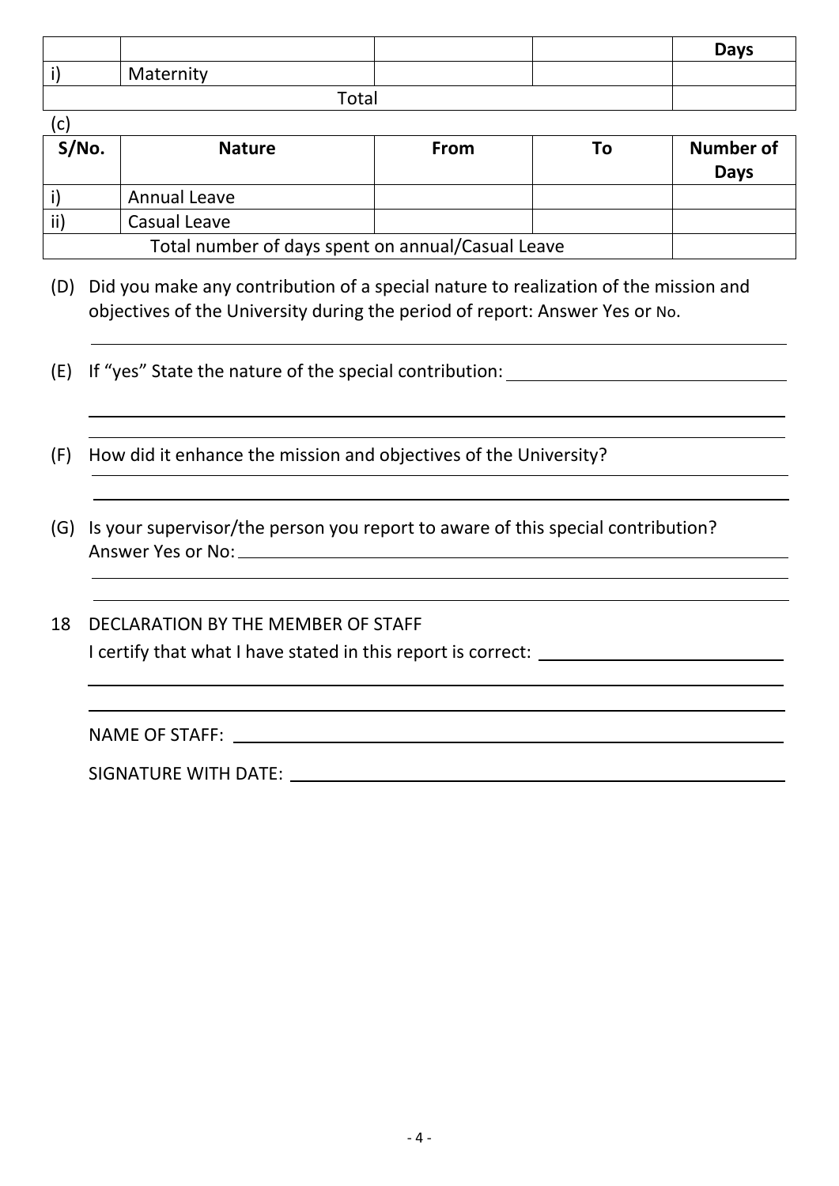| | | | | Days |
|---|---|---|---|---|
| i) | Maternity | | | |
| Total | | | | |

(c)

| S/No. | Nature | From | To | Number of Days |
|---|---|---|---|---|
| i) | Annual Leave | | | |
| ii) | Casual Leave | | | |
| Total number of days spent on annual/Casual Leave | | | | |

(D) Did you make any contribution of a special nature to realization of the mission and objectives of the University during the period of report: Answer Yes or No.

______________________________________________________________

(E) If "yes" State the nature of the special contribution: ______________________________

______________________________________________________________

______________________________________________________________

(F) How did it enhance the mission and objectives of the University?

______________________________________________________________

______________________________________________________________

(G) Is your supervisor/the person you report to aware of this special contribution? Answer Yes or No: ______________________________________________

______________________________________________________________

______________________________________________________________

18 DECLARATION BY THE MEMBER OF STAFF

I certify that what I have stated in this report is correct: ______________________________

______________________________________________________________

______________________________________________________________

NAME OF STAFF: ______________________________________________

SIGNATURE WITH DATE: ______________________________________________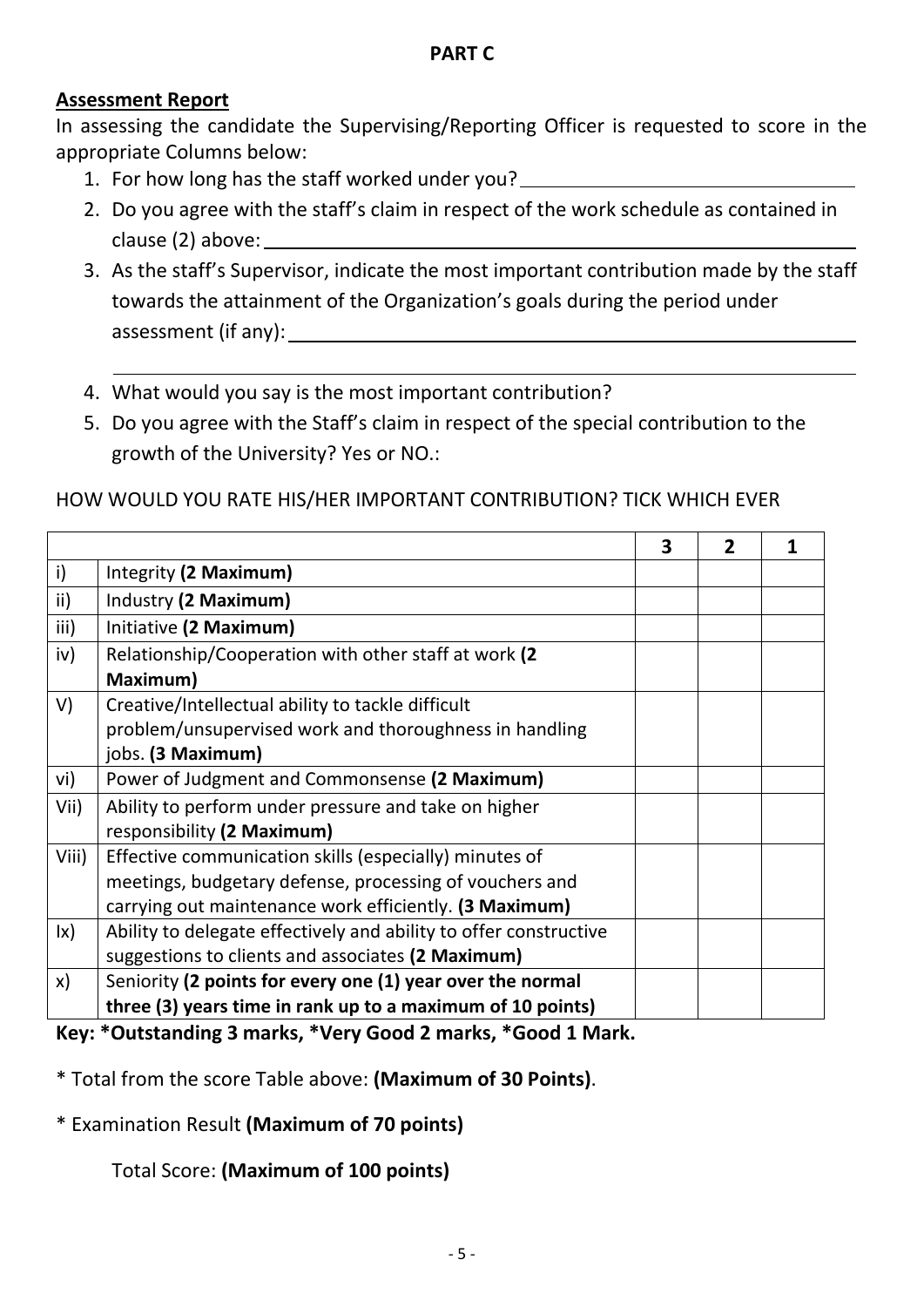**PART C**

## Assessment Report

In assessing the candidate the Supervising/Reporting Officer is requested to score in the appropriate Columns below:

1. For how long has the staff worked under you? ____________________
2. Do you agree with the staff's claim in respect of the work schedule as contained in clause (2) above: ____________________
3. As the staff's Supervisor, indicate the most important contribution made by the staff towards the attainment of the Organization's goals during the period under assessment (if any): ____________________

   ____________________
4. What would you say is the most important contribution?
5. Do you agree with the Staff's claim in respect of the special contribution to the growth of the University? Yes or NO.:

HOW WOULD YOU RATE HIS/HER IMPORTANT CONTRIBUTION? TICK WHICH EVER

| | | 3 | 2 | 1 |
|---|---|---|---|---|
| i) | Integrity **(2 Maximum)** | | | |
| ii) | Industry **(2 Maximum)** | | | |
| iii) | Initiative **(2 Maximum)** | | | |
| iv) | Relationship/Cooperation with other staff at work **(2 Maximum)** | | | |
| V) | Creative/Intellectual ability to tackle difficult problem/unsupervised work and thoroughness in handling jobs. **(3 Maximum)** | | | |
| vi) | Power of Judgment and Commonsense **(2 Maximum)** | | | |
| Vii) | Ability to perform under pressure and take on higher responsibility **(2 Maximum)** | | | |
| Viii) | Effective communication skills (especially) minutes of meetings, budgetary defense, processing of vouchers and carrying out maintenance work efficiently. **(3 Maximum)** | | | |
| Ix) | Ability to delegate effectively and ability to offer constructive suggestions to clients and associates **(2 Maximum)** | | | |
| x) | Seniority **(2 points for every one (1) year over the normal three (3) years time in rank up to a maximum of 10 points)** | | | |

**Key: *Outstanding 3 marks, *Very Good 2 marks, *Good 1 Mark.**

* Total from the score Table above: **(Maximum of 30 Points)**.

* Examination Result **(Maximum of 70 points)**

Total Score: **(Maximum of 100 points)**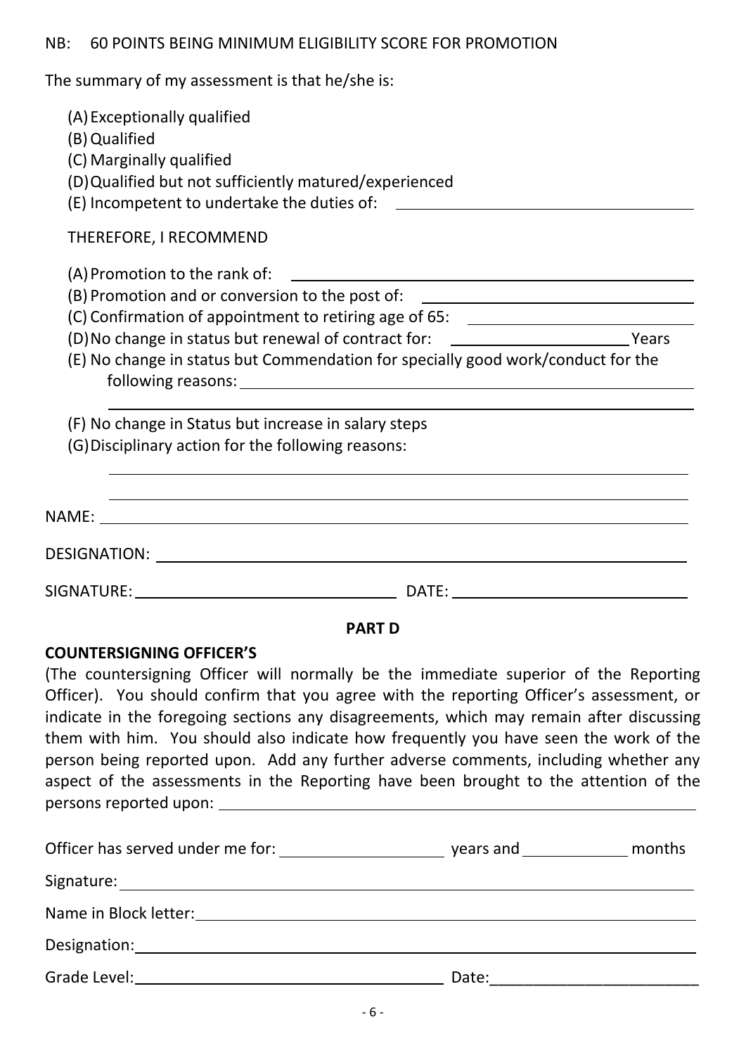NB: 60 POINTS BEING MINIMUM ELIGIBILITY SCORE FOR PROMOTION

The summary of my assessment is that he/she is:

(A) Exceptionally qualified
(B) Qualified
(C) Marginally qualified
(D) Qualified but not sufficiently matured/experienced
(E) Incompetent to undertake the duties of: ______________________________

THEREFORE, I RECOMMEND

(A) Promotion to the rank of: ______________________________
(B) Promotion and or conversion to the post of: ______________________________
(C) Confirmation of appointment to retiring age of 65: ______________________________
(D) No change in status but renewal of contract for: ____________________ Years
(E) No change in status but Commendation for specially good work/conduct for the following reasons: ______________________________

______________________________

(F) No change in Status but increase in salary steps
(G) Disciplinary action for the following reasons:

______________________________

______________________________

NAME: ______________________________

DESIGNATION: ______________________________

SIGNATURE: ______________________________ DATE: ______________________________

## PART D

**COUNTERSIGNING OFFICER'S**

(The countersigning Officer will normally be the immediate superior of the Reporting Officer). You should confirm that you agree with the reporting Officer's assessment, or indicate in the foregoing sections any disagreements, which may remain after discussing them with him. You should also indicate how frequently you have seen the work of the person being reported upon. Add any further adverse comments, including whether any aspect of the assessments in the Reporting have been brought to the attention of the persons reported upon: ______________________________

Officer has served under me for: ____________________ years and ____________ months

Signature: ______________________________

Name in Block letter: ______________________________

Designation: ______________________________

Grade Level: ______________________________ Date: ______________________________